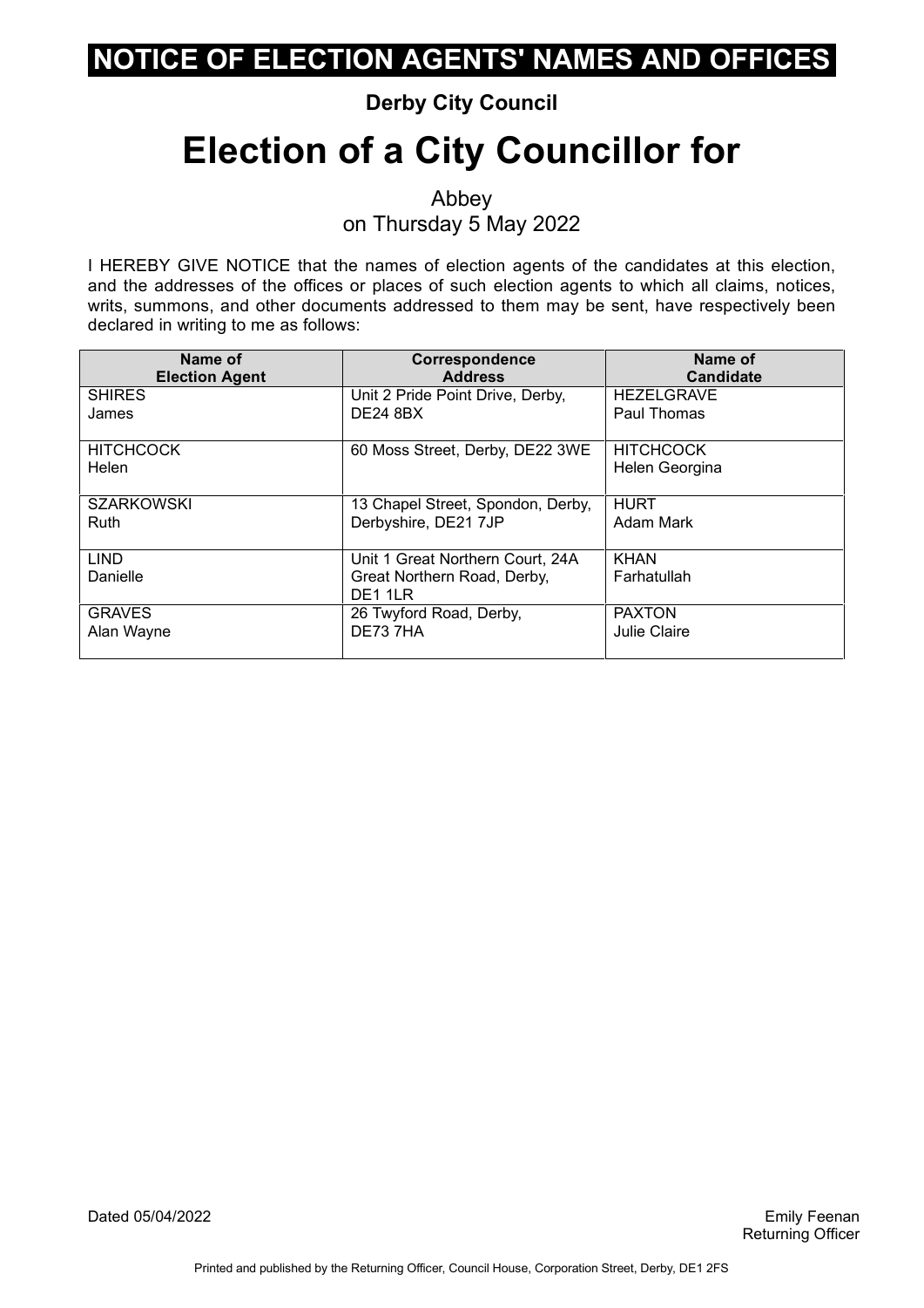# NOTICE OF ELECTION AGENTS' NAMES AND OFFICES

**Derby City Council**

# Election of a City Councillor for

Abbey
on Thursday 5 May 2022

I HEREBY GIVE NOTICE that the names of election agents of the candidates at this election, and the addresses of the offices or places of such election agents to which all claims, notices, writs, summons, and other documents addressed to them may be sent, have respectively been declared in writing to me as follows:

| Name of Election Agent | Correspondence Address | Name of Candidate |
|---|---|---|
| SHIRES James | Unit 2 Pride Point Drive, Derby, DE24 8BX | HEZELGRAVE Paul Thomas |
| HITCHCOCK Helen | 60 Moss Street, Derby, DE22 3WE | HITCHCOCK Helen Georgina |
| SZARKOWSKI Ruth | 13 Chapel Street, Spondon, Derby, Derbyshire, DE21 7JP | HURT Adam Mark |
| LIND Danielle | Unit 1 Great Northern Court, 24A Great Northern Road, Derby, DE1 1LR | KHAN Farhatullah |
| GRAVES Alan Wayne | 26 Twyford Road, Derby, DE73 7HA | PAXTON Julie Claire |

Dated 05/04/2022

Emily Feenan
Returning Officer

Printed and published by the Returning Officer, Council House, Corporation Street, Derby, DE1 2FS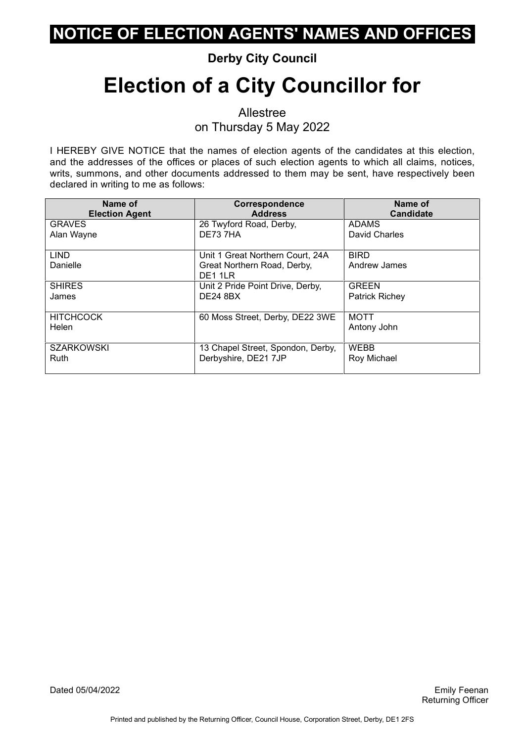# NOTICE OF ELECTION AGENTS' NAMES AND OFFICES

**Derby City Council**

# Election of a City Councillor for

Allestree
on Thursday 5 May 2022

I HEREBY GIVE NOTICE that the names of election agents of the candidates at this election, and the addresses of the offices or places of such election agents to which all claims, notices, writs, summons, and other documents addressed to them may be sent, have respectively been declared in writing to me as follows:

| Name of Election Agent | Correspondence Address | Name of Candidate |
|---|---|---|
| GRAVES Alan Wayne | 26 Twyford Road, Derby, DE73 7HA | ADAMS David Charles |
| LIND Danielle | Unit 1 Great Northern Court, 24A Great Northern Road, Derby, DE1 1LR | BIRD Andrew James |
| SHIRES James | Unit 2 Pride Point Drive, Derby, DE24 8BX | GREEN Patrick Richey |
| HITCHCOCK Helen | 60 Moss Street, Derby, DE22 3WE | MOTT Antony John |
| SZARKOWSKI Ruth | 13 Chapel Street, Spondon, Derby, Derbyshire, DE21 7JP | WEBB Roy Michael |

Dated 05/04/2022

Emily Feenan
Returning Officer

Printed and published by the Returning Officer, Council House, Corporation Street, Derby, DE1 2FS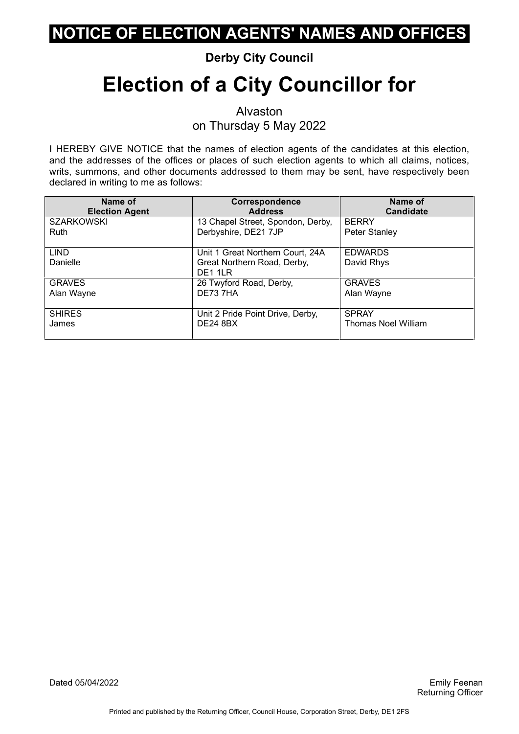# NOTICE OF ELECTION AGENTS' NAMES AND OFFICES

**Derby City Council**

# Election of a City Councillor for

Alvaston
on Thursday 5 May 2022

I HEREBY GIVE NOTICE that the names of election agents of the candidates at this election, and the addresses of the offices or places of such election agents to which all claims, notices, writs, summons, and other documents addressed to them may be sent, have respectively been declared in writing to me as follows:

| Name of Election Agent | Correspondence Address | Name of Candidate |
|---|---|---|
| SZARKOWSKI Ruth | 13 Chapel Street, Spondon, Derby, Derbyshire, DE21 7JP | BERRY Peter Stanley |
| LIND Danielle | Unit 1 Great Northern Court, 24A Great Northern Road, Derby, DE1 1LR | EDWARDS David Rhys |
| GRAVES Alan Wayne | 26 Twyford Road, Derby, DE73 7HA | GRAVES Alan Wayne |
| SHIRES James | Unit 2 Pride Point Drive, Derby, DE24 8BX | SPRAY Thomas Noel William |

Dated 05/04/2022

Emily Feenan
Returning Officer

Printed and published by the Returning Officer, Council House, Corporation Street, Derby, DE1 2FS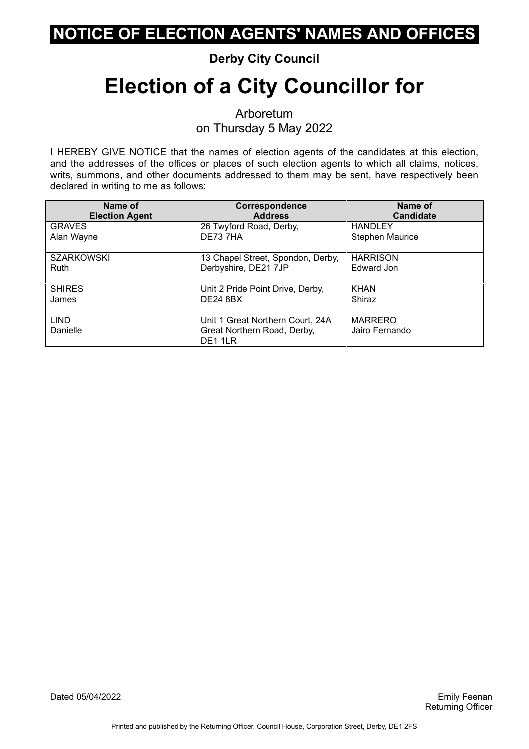# NOTICE OF ELECTION AGENTS' NAMES AND OFFICES

**Derby City Council**

# Election of a City Councillor for

Arboretum
on Thursday 5 May 2022

I HEREBY GIVE NOTICE that the names of election agents of the candidates at this election, and the addresses of the offices or places of such election agents to which all claims, notices, writs, summons, and other documents addressed to them may be sent, have respectively been declared in writing to me as follows:

| Name of Election Agent | Correspondence Address | Name of Candidate |
|---|---|---|
| GRAVES Alan Wayne | 26 Twyford Road, Derby, DE73 7HA | HANDLEY Stephen Maurice |
| SZARKOWSKI Ruth | 13 Chapel Street, Spondon, Derby, Derbyshire, DE21 7JP | HARRISON Edward Jon |
| SHIRES James | Unit 2 Pride Point Drive, Derby, DE24 8BX | KHAN Shiraz |
| LIND Danielle | Unit 1 Great Northern Court, 24A Great Northern Road, Derby, DE1 1LR | MARRERO Jairo Fernando |

Dated 05/04/2022

Emily Feenan
Returning Officer

Printed and published by the Returning Officer, Council House, Corporation Street, Derby, DE1 2FS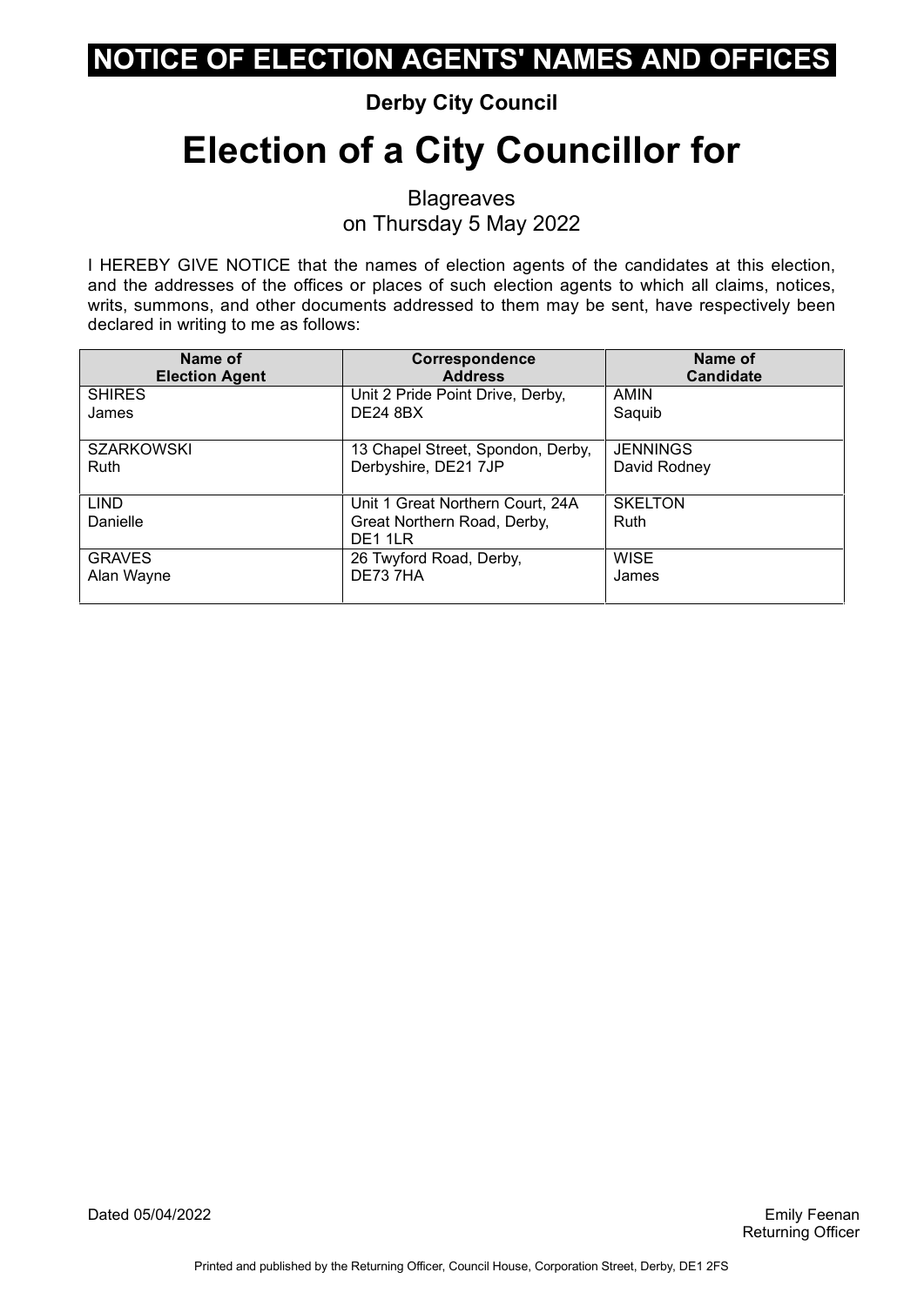# NOTICE OF ELECTION AGENTS' NAMES AND OFFICES

**Derby City Council**

# Election of a City Councillor for

Blagreaves
on Thursday 5 May 2022

I HEREBY GIVE NOTICE that the names of election agents of the candidates at this election, and the addresses of the offices or places of such election agents to which all claims, notices, writs, summons, and other documents addressed to them may be sent, have respectively been declared in writing to me as follows:

| Name of Election Agent | Correspondence Address | Name of Candidate |
|---|---|---|
| SHIRES James | Unit 2 Pride Point Drive, Derby, DE24 8BX | AMIN Saquib |
| SZARKOWSKI Ruth | 13 Chapel Street, Spondon, Derby, Derbyshire, DE21 7JP | JENNINGS David Rodney |
| LIND Danielle | Unit 1 Great Northern Court, 24A Great Northern Road, Derby, DE1 1LR | SKELTON Ruth |
| GRAVES Alan Wayne | 26 Twyford Road, Derby, DE73 7HA | WISE James |

Dated 05/04/2022

Emily Feenan
Returning Officer

Printed and published by the Returning Officer, Council House, Corporation Street, Derby, DE1 2FS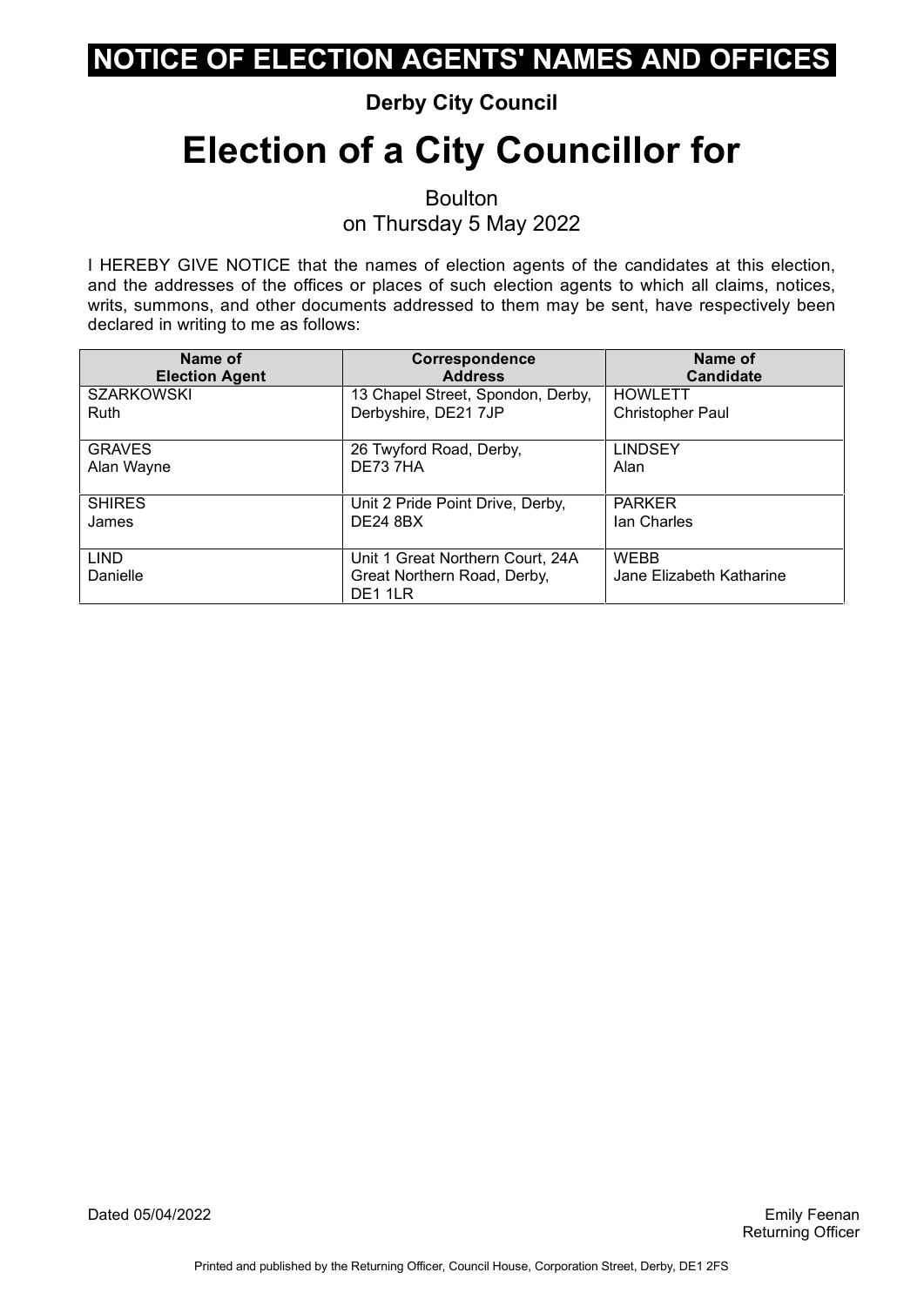# NOTICE OF ELECTION AGENTS' NAMES AND OFFICES

**Derby City Council**

# Election of a City Councillor for

Boulton
on Thursday 5 May 2022

I HEREBY GIVE NOTICE that the names of election agents of the candidates at this election, and the addresses of the offices or places of such election agents to which all claims, notices, writs, summons, and other documents addressed to them may be sent, have respectively been declared in writing to me as follows:

| Name of Election Agent | Correspondence Address | Name of Candidate |
|---|---|---|
| SZARKOWSKI Ruth | 13 Chapel Street, Spondon, Derby, Derbyshire, DE21 7JP | HOWLETT Christopher Paul |
| GRAVES Alan Wayne | 26 Twyford Road, Derby, DE73 7HA | LINDSEY Alan |
| SHIRES James | Unit 2 Pride Point Drive, Derby, DE24 8BX | PARKER Ian Charles |
| LIND Danielle | Unit 1 Great Northern Court, 24A Great Northern Road, Derby, DE1 1LR | WEBB Jane Elizabeth Katharine |

Dated 05/04/2022

Emily Feenan
Returning Officer

Printed and published by the Returning Officer, Council House, Corporation Street, Derby, DE1 2FS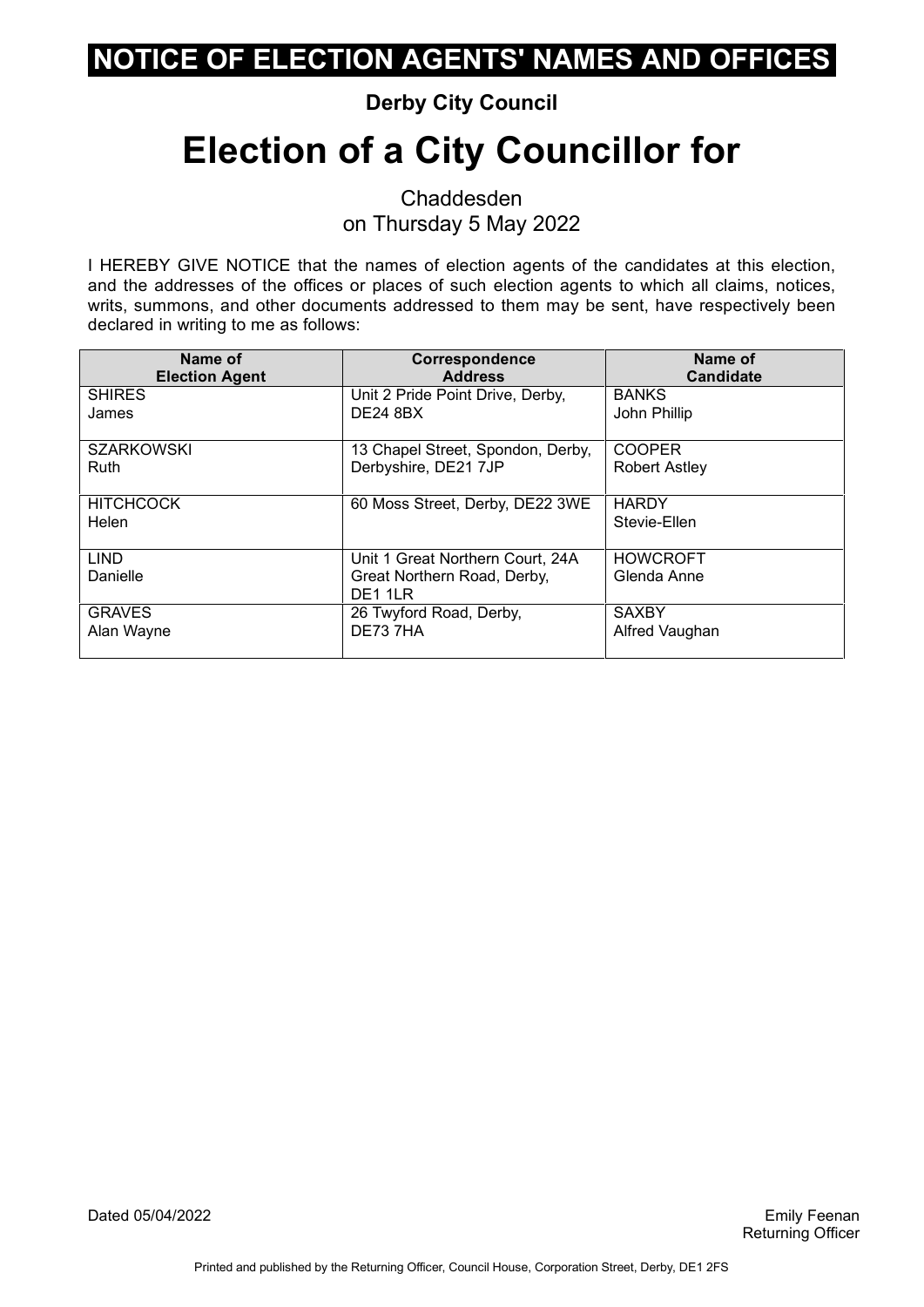# NOTICE OF ELECTION AGENTS' NAMES AND OFFICES

**Derby City Council**

# Election of a City Councillor for

Chaddesden
on Thursday 5 May 2022

I HEREBY GIVE NOTICE that the names of election agents of the candidates at this election, and the addresses of the offices or places of such election agents to which all claims, notices, writs, summons, and other documents addressed to them may be sent, have respectively been declared in writing to me as follows:

| Name of Election Agent | Correspondence Address | Name of Candidate |
|---|---|---|
| SHIRES James | Unit 2 Pride Point Drive, Derby, DE24 8BX | BANKS John Phillip |
| SZARKOWSKI Ruth | 13 Chapel Street, Spondon, Derby, Derbyshire, DE21 7JP | COOPER Robert Astley |
| HITCHCOCK Helen | 60 Moss Street, Derby, DE22 3WE | HARDY Stevie-Ellen |
| LIND Danielle | Unit 1 Great Northern Court, 24A Great Northern Road, Derby, DE1 1LR | HOWCROFT Glenda Anne |
| GRAVES Alan Wayne | 26 Twyford Road, Derby, DE73 7HA | SAXBY Alfred Vaughan |

Dated 05/04/2022

Emily Feenan
Returning Officer

Printed and published by the Returning Officer, Council House, Corporation Street, Derby, DE1 2FS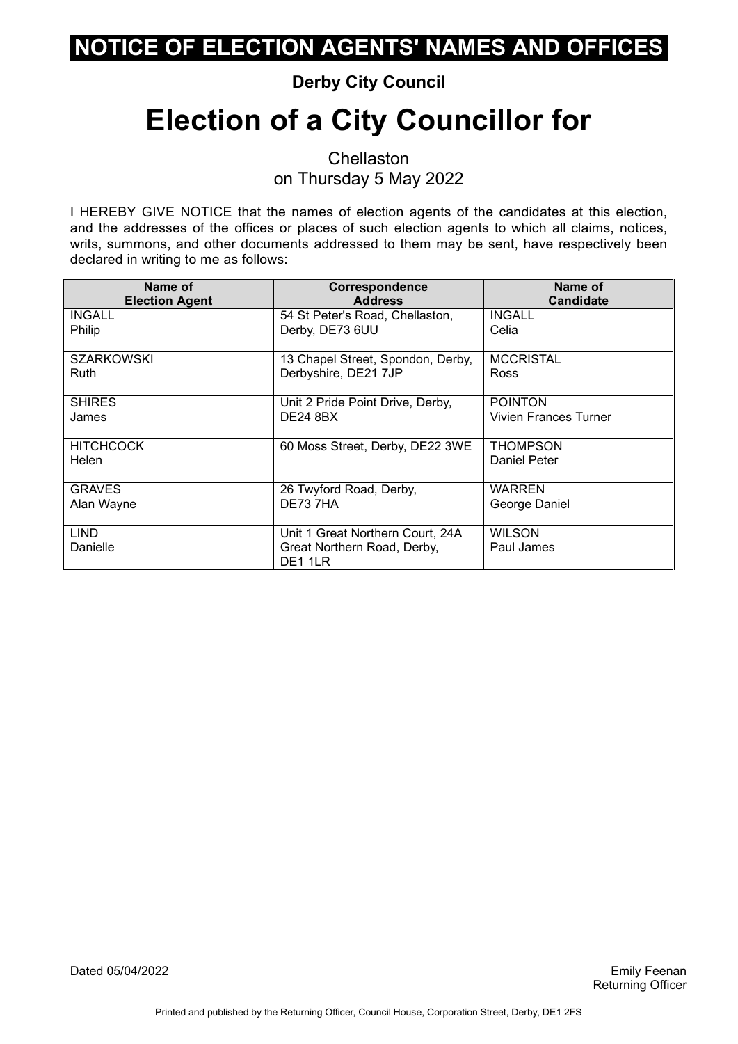# NOTICE OF ELECTION AGENTS' NAMES AND OFFICES

**Derby City Council**

# Election of a City Councillor for

Chellaston
on Thursday 5 May 2022

I HEREBY GIVE NOTICE that the names of election agents of the candidates at this election, and the addresses of the offices or places of such election agents to which all claims, notices, writs, summons, and other documents addressed to them may be sent, have respectively been declared in writing to me as follows:

| Name of Election Agent | Correspondence Address | Name of Candidate |
|---|---|---|
| INGALL Philip | 54 St Peter's Road, Chellaston, Derby, DE73 6UU | INGALL Celia |
| SZARKOWSKI Ruth | 13 Chapel Street, Spondon, Derby, Derbyshire, DE21 7JP | MCCRISTAL Ross |
| SHIRES James | Unit 2 Pride Point Drive, Derby, DE24 8BX | POINTON Vivien Frances Turner |
| HITCHCOCK Helen | 60 Moss Street, Derby, DE22 3WE | THOMPSON Daniel Peter |
| GRAVES Alan Wayne | 26 Twyford Road, Derby, DE73 7HA | WARREN George Daniel |
| LIND Danielle | Unit 1 Great Northern Court, 24A Great Northern Road, Derby, DE1 1LR | WILSON Paul James |

Dated 05/04/2022

Emily Feenan
Returning Officer

Printed and published by the Returning Officer, Council House, Corporation Street, Derby, DE1 2FS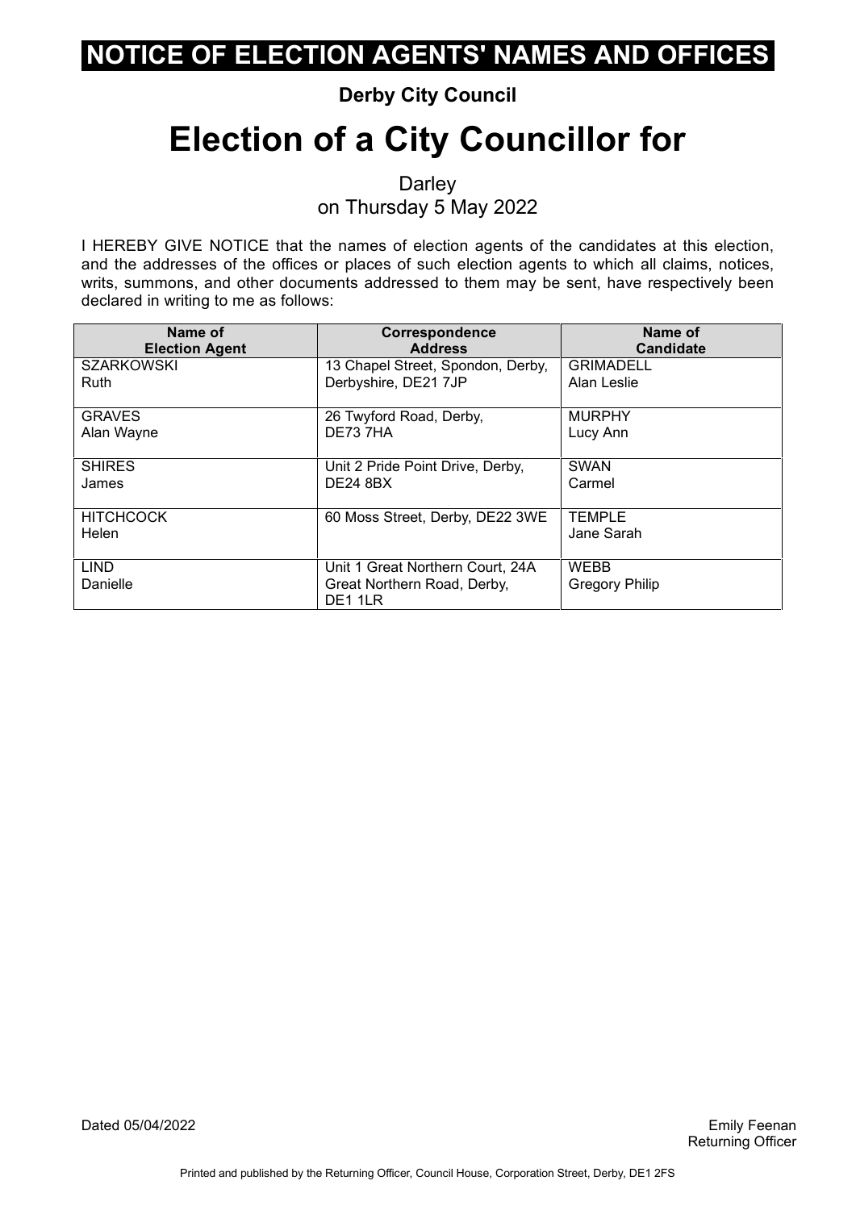# NOTICE OF ELECTION AGENTS' NAMES AND OFFICES

**Derby City Council**

# Election of a City Councillor for

Darley
on Thursday 5 May 2022

I HEREBY GIVE NOTICE that the names of election agents of the candidates at this election, and the addresses of the offices or places of such election agents to which all claims, notices, writs, summons, and other documents addressed to them may be sent, have respectively been declared in writing to me as follows:

| Name of Election Agent | Correspondence Address | Name of Candidate |
|---|---|---|
| SZARKOWSKI Ruth | 13 Chapel Street, Spondon, Derby, Derbyshire, DE21 7JP | GRIMADELL Alan Leslie |
| GRAVES Alan Wayne | 26 Twyford Road, Derby, DE73 7HA | MURPHY Lucy Ann |
| SHIRES James | Unit 2 Pride Point Drive, Derby, DE24 8BX | SWAN Carmel |
| HITCHCOCK Helen | 60 Moss Street, Derby, DE22 3WE | TEMPLE Jane Sarah |
| LIND Danielle | Unit 1 Great Northern Court, 24A Great Northern Road, Derby, DE1 1LR | WEBB Gregory Philip |

Dated 05/04/2022

Emily Feenan
Returning Officer

Printed and published by the Returning Officer, Council House, Corporation Street, Derby, DE1 2FS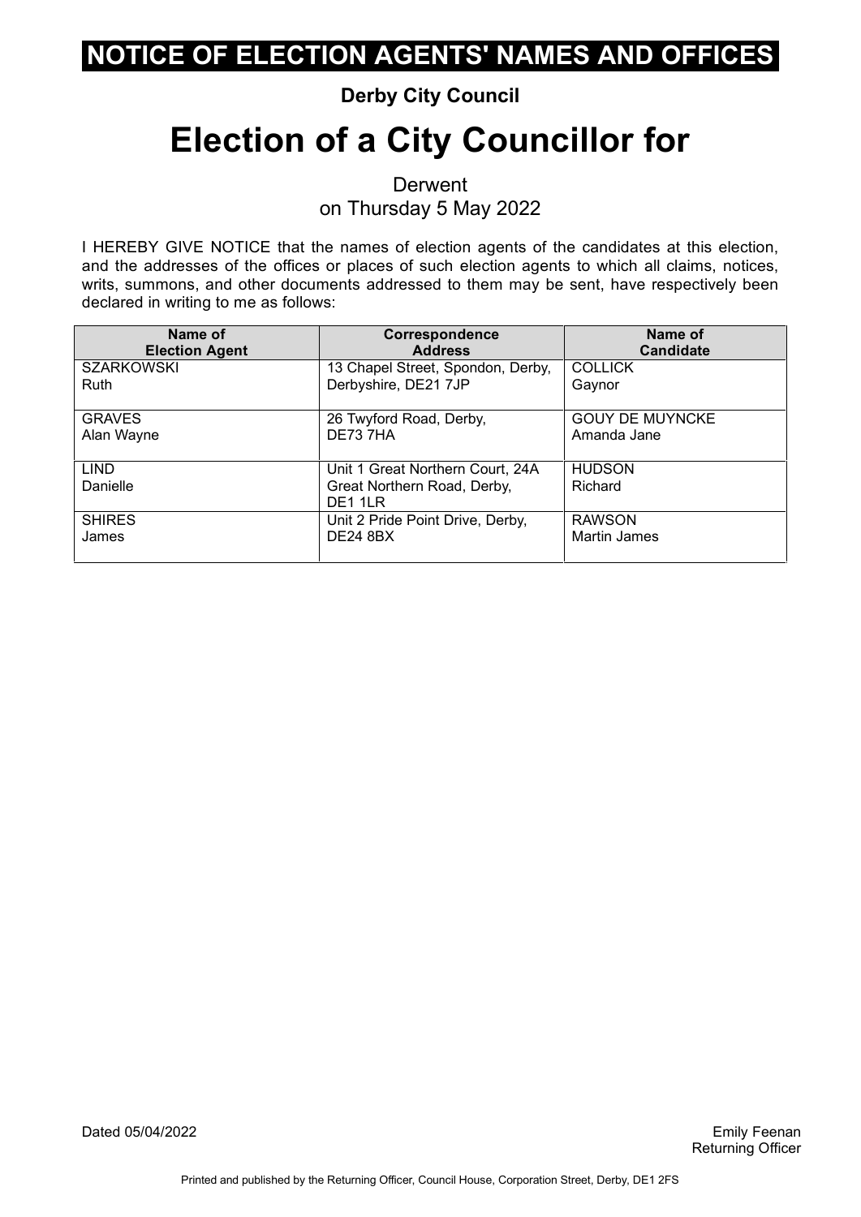# NOTICE OF ELECTION AGENTS' NAMES AND OFFICES

**Derby City Council**

# Election of a City Councillor for

Derwent
on Thursday 5 May 2022

I HEREBY GIVE NOTICE that the names of election agents of the candidates at this election, and the addresses of the offices or places of such election agents to which all claims, notices, writs, summons, and other documents addressed to them may be sent, have respectively been declared in writing to me as follows:

| Name of Election Agent | Correspondence Address | Name of Candidate |
|---|---|---|
| SZARKOWSKI Ruth | 13 Chapel Street, Spondon, Derby, Derbyshire, DE21 7JP | COLLICK Gaynor |
| GRAVES Alan Wayne | 26 Twyford Road, Derby, DE73 7HA | GOUY DE MUYNCKE Amanda Jane |
| LIND Danielle | Unit 1 Great Northern Court, 24A Great Northern Road, Derby, DE1 1LR | HUDSON Richard |
| SHIRES James | Unit 2 Pride Point Drive, Derby, DE24 8BX | RAWSON Martin James |

Dated 05/04/2022

Emily Feenan
Returning Officer

Printed and published by the Returning Officer, Council House, Corporation Street, Derby, DE1 2FS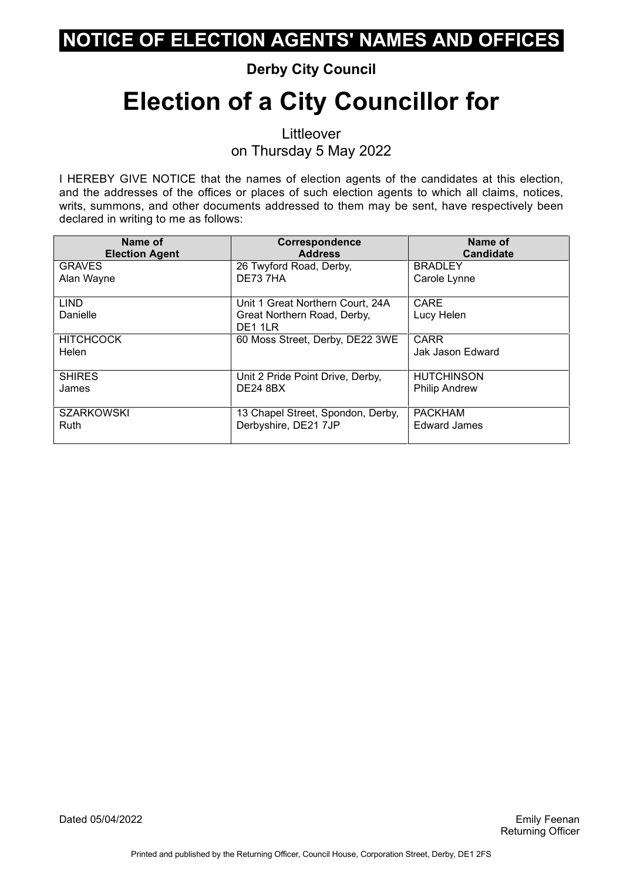# NOTICE OF ELECTION AGENTS' NAMES AND OFFICES

**Derby City Council**

# Election of a City Councillor for

Littleover
on Thursday 5 May 2022

I HEREBY GIVE NOTICE that the names of election agents of the candidates at this election, and the addresses of the offices or places of such election agents to which all claims, notices, writs, summons, and other documents addressed to them may be sent, have respectively been declared in writing to me as follows:

| Name of Election Agent | Correspondence Address | Name of Candidate |
|---|---|---|
| GRAVES Alan Wayne | 26 Twyford Road, Derby, DE73 7HA | BRADLEY Carole Lynne |
| LIND Danielle | Unit 1 Great Northern Court, 24A Great Northern Road, Derby, DE1 1LR | CARE Lucy Helen |
| HITCHCOCK Helen | 60 Moss Street, Derby, DE22 3WE | CARR Jak Jason Edward |
| SHIRES James | Unit 2 Pride Point Drive, Derby, DE24 8BX | HUTCHINSON Philip Andrew |
| SZARKOWSKI Ruth | 13 Chapel Street, Spondon, Derby, Derbyshire, DE21 7JP | PACKHAM Edward James |

Dated 05/04/2022

Emily Feenan
Returning Officer

Printed and published by the Returning Officer, Council House, Corporation Street, Derby, DE1 2FS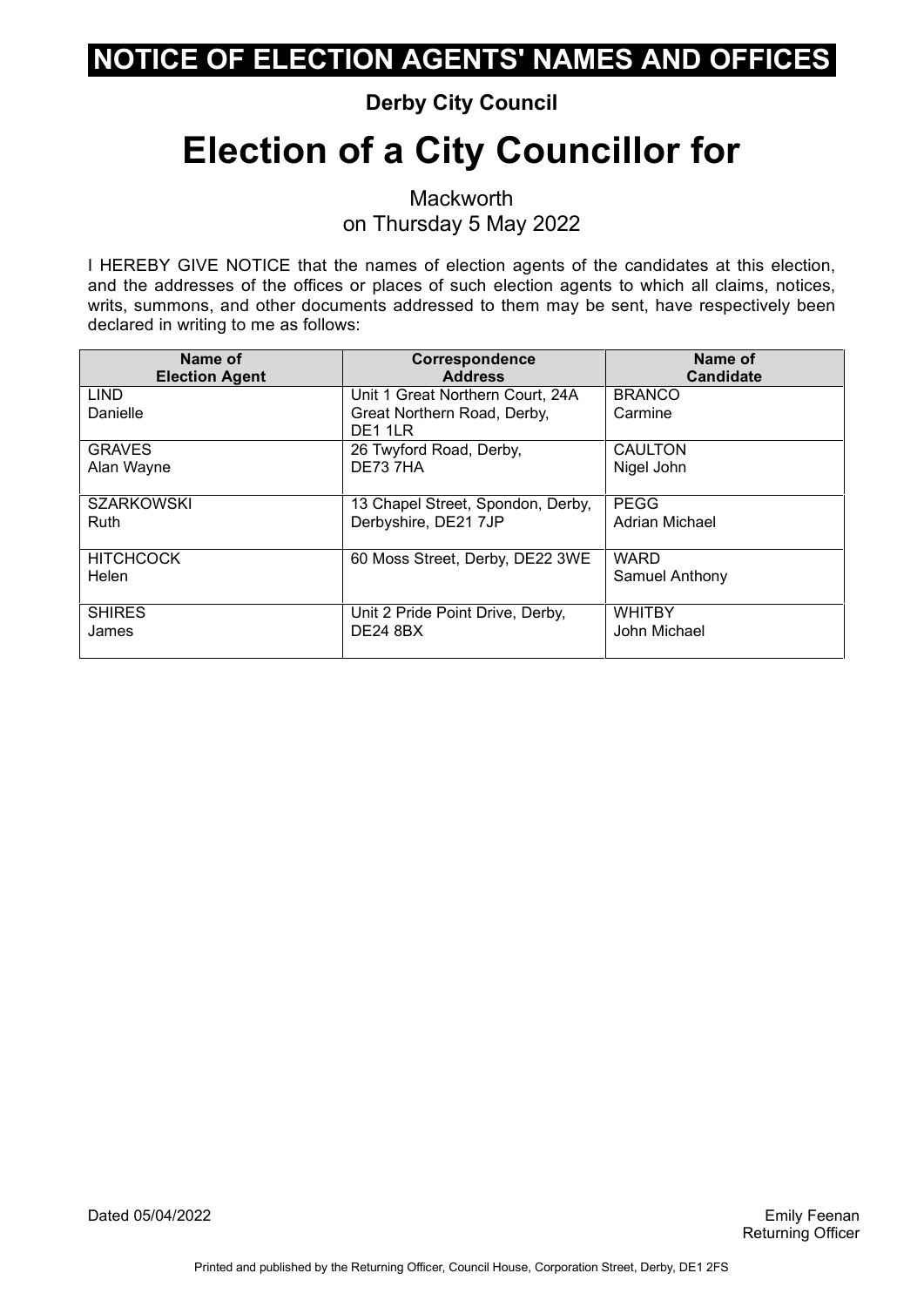# NOTICE OF ELECTION AGENTS' NAMES AND OFFICES

**Derby City Council**

# Election of a City Councillor for

Mackworth
on Thursday 5 May 2022

I HEREBY GIVE NOTICE that the names of election agents of the candidates at this election, and the addresses of the offices or places of such election agents to which all claims, notices, writs, summons, and other documents addressed to them may be sent, have respectively been declared in writing to me as follows:

| Name of Election Agent | Correspondence Address | Name of Candidate |
|---|---|---|
| LIND Danielle | Unit 1 Great Northern Court, 24A Great Northern Road, Derby, DE1 1LR | BRANCO Carmine |
| GRAVES Alan Wayne | 26 Twyford Road, Derby, DE73 7HA | CAULTON Nigel John |
| SZARKOWSKI Ruth | 13 Chapel Street, Spondon, Derby, Derbyshire, DE21 7JP | PEGG Adrian Michael |
| HITCHCOCK Helen | 60 Moss Street, Derby, DE22 3WE | WARD Samuel Anthony |
| SHIRES James | Unit 2 Pride Point Drive, Derby, DE24 8BX | WHITBY John Michael |

Dated 05/04/2022

Emily Feenan
Returning Officer

Printed and published by the Returning Officer, Council House, Corporation Street, Derby, DE1 2FS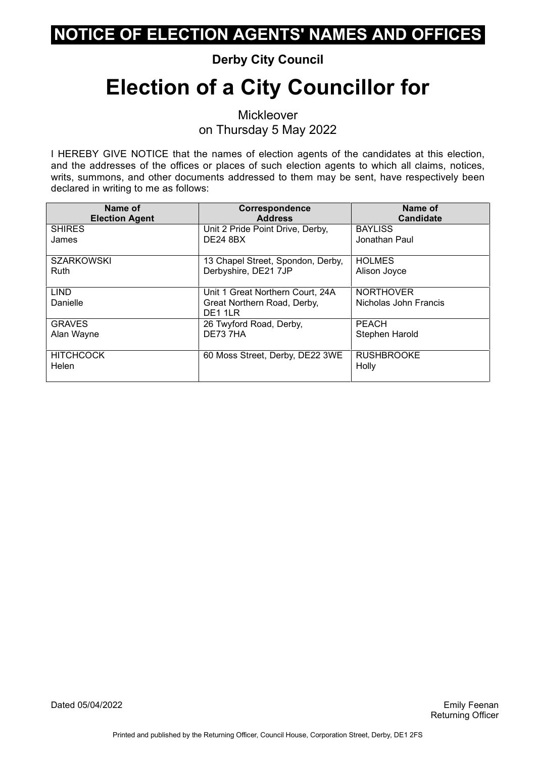# NOTICE OF ELECTION AGENTS' NAMES AND OFFICES

**Derby City Council**

# Election of a City Councillor for

Mickleover
on Thursday 5 May 2022

I HEREBY GIVE NOTICE that the names of election agents of the candidates at this election, and the addresses of the offices or places of such election agents to which all claims, notices, writs, summons, and other documents addressed to them may be sent, have respectively been declared in writing to me as follows:

| Name of Election Agent | Correspondence Address | Name of Candidate |
|---|---|---|
| SHIRES James | Unit 2 Pride Point Drive, Derby, DE24 8BX | BAYLISS Jonathan Paul |
| SZARKOWSKI Ruth | 13 Chapel Street, Spondon, Derby, Derbyshire, DE21 7JP | HOLMES Alison Joyce |
| LIND Danielle | Unit 1 Great Northern Court, 24A Great Northern Road, Derby, DE1 1LR | NORTHOVER Nicholas John Francis |
| GRAVES Alan Wayne | 26 Twyford Road, Derby, DE73 7HA | PEACH Stephen Harold |
| HITCHCOCK Helen | 60 Moss Street, Derby, DE22 3WE | RUSHBROOKE Holly |

Dated 05/04/2022

Emily Feenan
Returning Officer

Printed and published by the Returning Officer, Council House, Corporation Street, Derby, DE1 2FS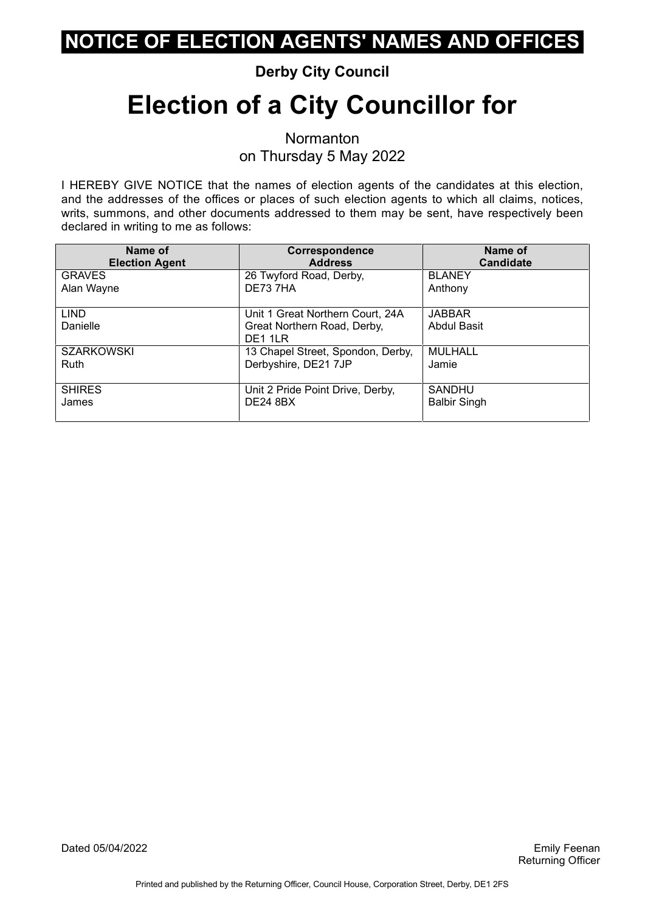# NOTICE OF ELECTION AGENTS' NAMES AND OFFICES

**Derby City Council**

# Election of a City Councillor for

Normanton
on Thursday 5 May 2022

I HEREBY GIVE NOTICE that the names of election agents of the candidates at this election, and the addresses of the offices or places of such election agents to which all claims, notices, writs, summons, and other documents addressed to them may be sent, have respectively been declared in writing to me as follows:

| Name of Election Agent | Correspondence Address | Name of Candidate |
|---|---|---|
| GRAVES<br>Alan Wayne | 26 Twyford Road, Derby, DE73 7HA | BLANEY<br>Anthony |
| LIND<br>Danielle | Unit 1 Great Northern Court, 24A Great Northern Road, Derby, DE1 1LR | JABBAR<br>Abdul Basit |
| SZARKOWSKI<br>Ruth | 13 Chapel Street, Spondon, Derby, Derbyshire, DE21 7JP | MULHALL<br>Jamie |
| SHIRES<br>James | Unit 2 Pride Point Drive, Derby, DE24 8BX | SANDHU<br>Balbir Singh |

Dated 05/04/2022

Emily Feenan
Returning Officer

Printed and published by the Returning Officer, Council House, Corporation Street, Derby, DE1 2FS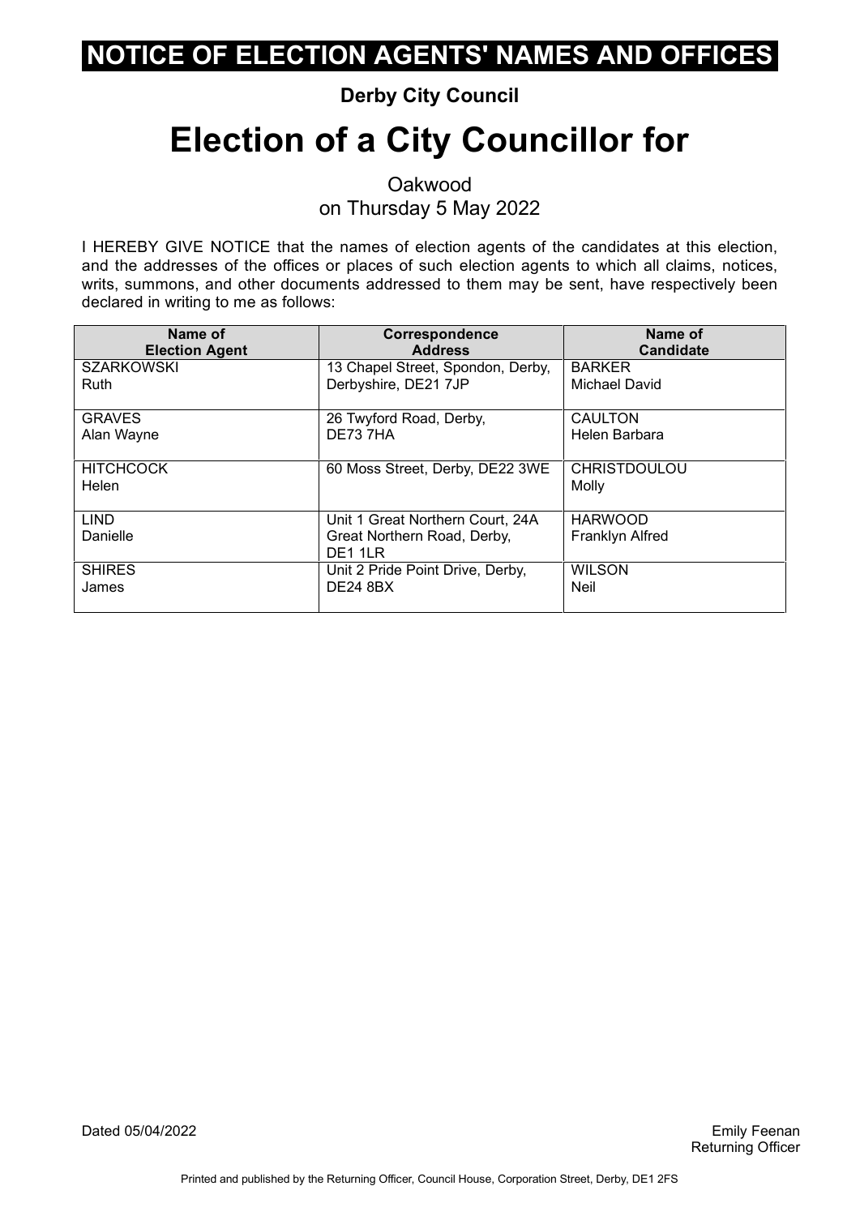# NOTICE OF ELECTION AGENTS' NAMES AND OFFICES

**Derby City Council**

# Election of a City Councillor for

Oakwood
on Thursday 5 May 2022

I HEREBY GIVE NOTICE that the names of election agents of the candidates at this election, and the addresses of the offices or places of such election agents to which all claims, notices, writs, summons, and other documents addressed to them may be sent, have respectively been declared in writing to me as follows:

| Name of Election Agent | Correspondence Address | Name of Candidate |
|---|---|---|
| SZARKOWSKI Ruth | 13 Chapel Street, Spondon, Derby, Derbyshire, DE21 7JP | BARKER Michael David |
| GRAVES Alan Wayne | 26 Twyford Road, Derby, DE73 7HA | CAULTON Helen Barbara |
| HITCHCOCK Helen | 60 Moss Street, Derby, DE22 3WE | CHRISTDOULOU Molly |
| LIND Danielle | Unit 1 Great Northern Court, 24A Great Northern Road, Derby, DE1 1LR | HARWOOD Franklyn Alfred |
| SHIRES James | Unit 2 Pride Point Drive, Derby, DE24 8BX | WILSON Neil |

Dated 05/04/2022

Emily Feenan
Returning Officer

Printed and published by the Returning Officer, Council House, Corporation Street, Derby, DE1 2FS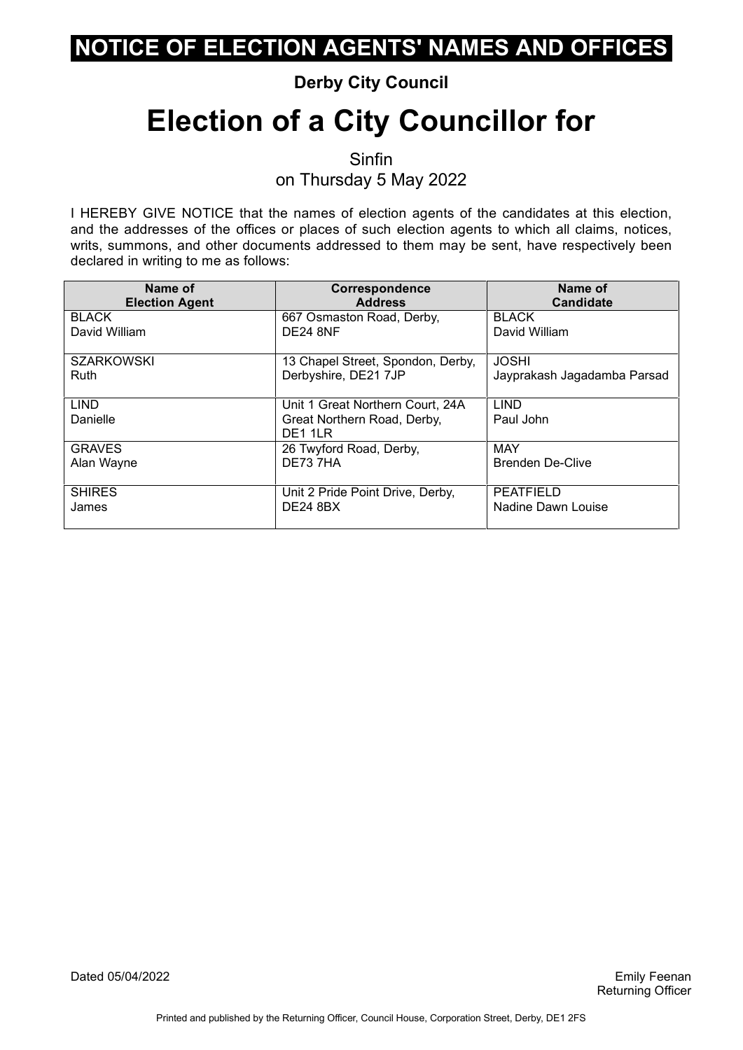# NOTICE OF ELECTION AGENTS' NAMES AND OFFICES

**Derby City Council**

# Election of a City Councillor for

Sinfin
on Thursday 5 May 2022

I HEREBY GIVE NOTICE that the names of election agents of the candidates at this election, and the addresses of the offices or places of such election agents to which all claims, notices, writs, summons, and other documents addressed to them may be sent, have respectively been declared in writing to me as follows:

| Name of Election Agent | Correspondence Address | Name of Candidate |
|---|---|---|
| BLACK<br>David William | 667 Osmaston Road, Derby, DE24 8NF | BLACK<br>David William |
| SZARKOWSKI<br>Ruth | 13 Chapel Street, Spondon, Derby, Derbyshire, DE21 7JP | JOSHI<br>Jayprakash Jagadamba Parsad |
| LIND<br>Danielle | Unit 1 Great Northern Court, 24A Great Northern Road, Derby, DE1 1LR | LIND<br>Paul John |
| GRAVES<br>Alan Wayne | 26 Twyford Road, Derby, DE73 7HA | MAY<br>Brenden De-Clive |
| SHIRES<br>James | Unit 2 Pride Point Drive, Derby, DE24 8BX | PEATFIELD<br>Nadine Dawn Louise |

Dated 05/04/2022

Emily Feenan
Returning Officer

Printed and published by the Returning Officer, Council House, Corporation Street, Derby, DE1 2FS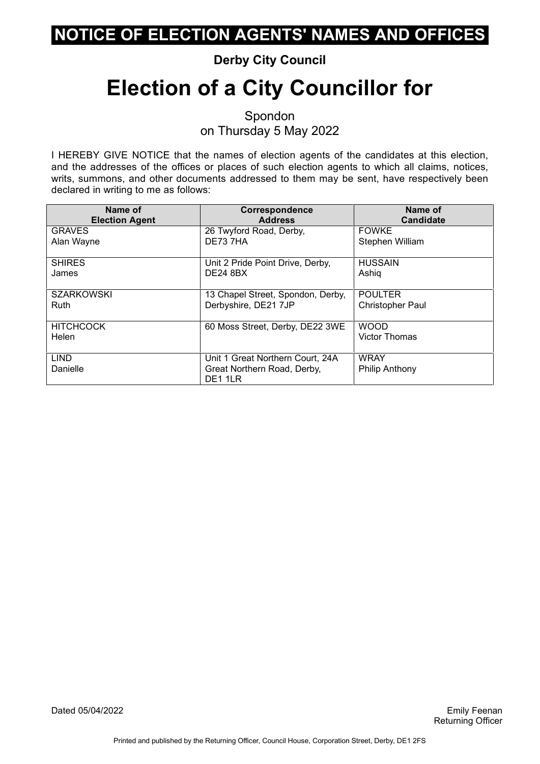# NOTICE OF ELECTION AGENTS' NAMES AND OFFICES

**Derby City Council**

# Election of a City Councillor for

Spondon
on Thursday 5 May 2022

I HEREBY GIVE NOTICE that the names of election agents of the candidates at this election, and the addresses of the offices or places of such election agents to which all claims, notices, writs, summons, and other documents addressed to them may be sent, have respectively been declared in writing to me as follows:

| Name of Election Agent | Correspondence Address | Name of Candidate |
|---|---|---|
| GRAVES Alan Wayne | 26 Twyford Road, Derby, DE73 7HA | FOWKE Stephen William |
| SHIRES James | Unit 2 Pride Point Drive, Derby, DE24 8BX | HUSSAIN Ashiq |
| SZARKOWSKI Ruth | 13 Chapel Street, Spondon, Derby, Derbyshire, DE21 7JP | POULTER Christopher Paul |
| HITCHCOCK Helen | 60 Moss Street, Derby, DE22 3WE | WOOD Victor Thomas |
| LIND Danielle | Unit 1 Great Northern Court, 24A Great Northern Road, Derby, DE1 1LR | WRAY Philip Anthony |

Dated 05/04/2022

Emily Feenan
Returning Officer

Printed and published by the Returning Officer, Council House, Corporation Street, Derby, DE1 2FS